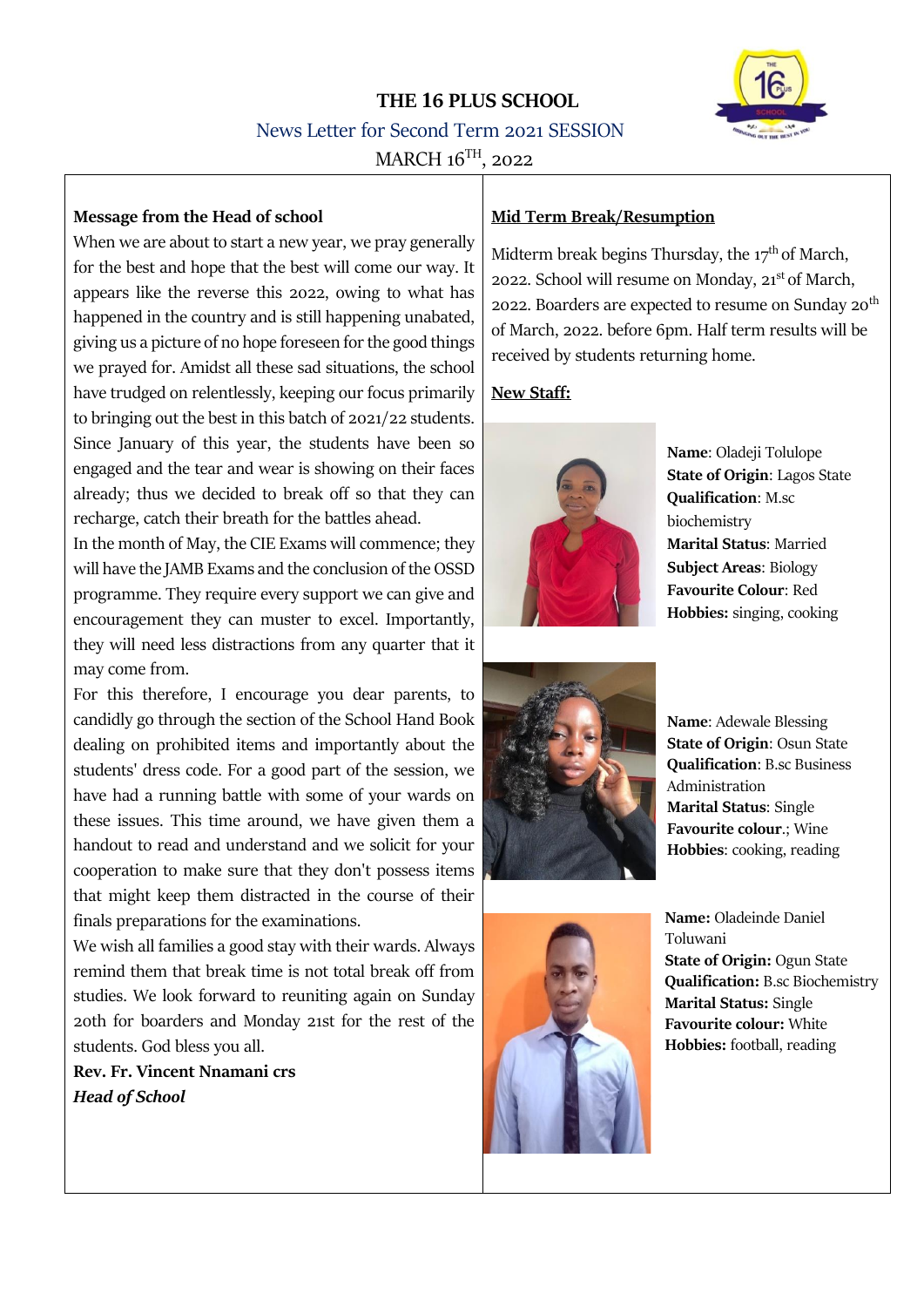# THE 16 PLUS SCHOOL

## News Letter for Second Term 2021 SESSION

MARCH 16TH, 2022

**Message from the Head of school**

When we are about to start a new year, we pray generally for the best and hope that the best will come our way. It appears like the reverse this 2022, owing to what has happened in the country and is still happening unabated, giving us a picture of no hope foreseen for the good things we prayed for. Amidst all these sad situations, the school have trudged on relentlessly, keeping our focus primarily to bringing out the best in this batch of 2021/22 students. Since January of this year, the students have been so engaged and the tear and wear is showing on their faces already; thus we decided to break off so that they can recharge, catch their breath for the battles ahead.

In the month of May, the CIE Exams will commence; they will have the JAMB Exams and the conclusion of the OSSD programme. They require every support we can give and encouragement they can muster to excel. Importantly, they will need less distractions from any quarter that it may come from.

For this therefore, I encourage you dear parents, to candidly go through the section of the School Hand Book dealing on prohibited items and importantly about the students' dress code. For a good part of the session, we have had a running battle with some of your wards on these issues. This time around, we have given them a handout to read and understand and we solicit for your cooperation to make sure that they don't possess items that might keep them distracted in the course of their finals preparations for the examinations.

We wish all families a good stay with their wards. Always remind them that break time is not total break off from studies. We look forward to reuniting again on Sunday 20th for boarders and Monday 21st for the rest of the students. God bless you all.

**Rev. Fr. Vincent Nnamani crs**
***Head of School***

**Mid Term Break/Resumption**

Midterm break begins Thursday, the 17th of March, 2022. School will resume on Monday, 21st of March, 2022. Boarders are expected to resume on Sunday 20th of March, 2022. before 6pm. Half term results will be received by students returning home.

**New Staff:**

**Name**: Oladeji Tolulope
**State of Origin**: Lagos State
**Qualification**: M.sc biochemistry
**Marital Status**: Married
**Subject Areas**: Biology
**Favourite Colour**: Red
**Hobbies:** singing, cooking

**Name**: Adewale Blessing
**State of Origin**: Osun State
**Qualification**: B.sc Business Administration
**Marital Status**: Single
**Favourite colour**.; Wine
**Hobbies**: cooking, reading

**Name:** Oladeinde Daniel Toluwani
**State of Origin:** Ogun State
**Qualification:** B.sc Biochemistry
**Marital Status:** Single
**Favourite colour:** White
**Hobbies:** football, reading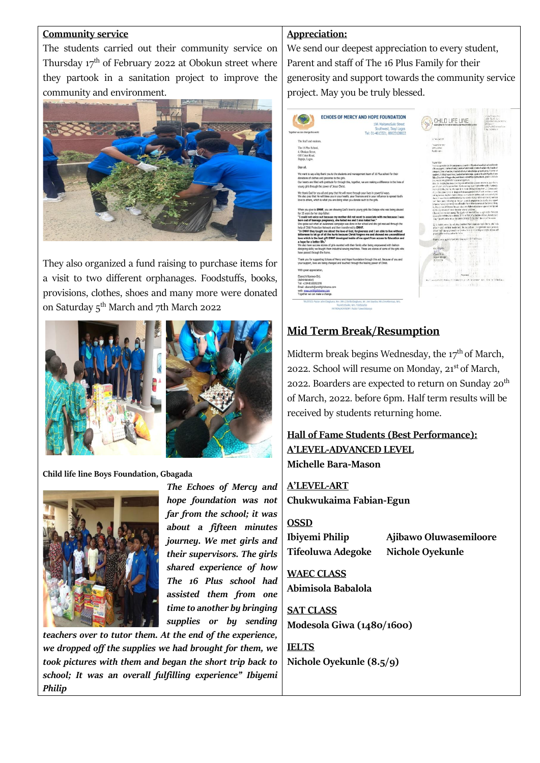## Community service

The students carried out their community service on Thursday 17th of February 2022 at Obokun street where they partook in a sanitation project to improve the community and environment.

They also organized a fund raising to purchase items for a visit to two different orphanages. Foodstuffs, books, provisions, clothes, shoes and many more were donated on Saturday 5th March and 7th March 2022

**Child life line Boys Foundation, Gbagada**

*The Echoes of Mercy and hope foundation was not far from the school; it was about a fifteen minutes journey. We met girls and their supervisors. The girls shared experience of how The 16 Plus school had assisted them from one time to another by bringing supplies or by sending teachers over to tutor them. At the end of the experience, we dropped off the supplies we had brought for them, we took pictures with them and began the short trip back to school; It was an overall fulfilling experience" Ibiyemi Philip*

## Appreciation:

We send our deepest appreciation to every student, Parent and staff of The 16 Plus Family for their generosity and support towards the community service project. May you be truly blessed.

## Mid Term Break/Resumption

Midterm break begins Wednesday, the 17th of March, 2022. School will resume on Monday, 21st of March, 2022. Boarders are expected to return on Sunday 20th of March, 2022. before 6pm. Half term results will be received by students returning home.

### Hall of Fame Students (Best Performance):

**A'LEVEL-ADVANCED LEVEL**

**Michelle Bara-Mason**

**A'LEVEL-ART**

**Chukwukaima Fabian-Egun**

**OSSD**

**Ibiyemi Philip**

**Tifeoluwa Adegoke**

**Ajibawo Oluwasemiloore**

**Nichole Oyekunle**

**WAEC CLASS**

**Abimisola Babalola**

**SAT CLASS**

**Modesola Giwa (1480/1600)**

**IELTS**

**Nichole Oyekunle (8.5/9)**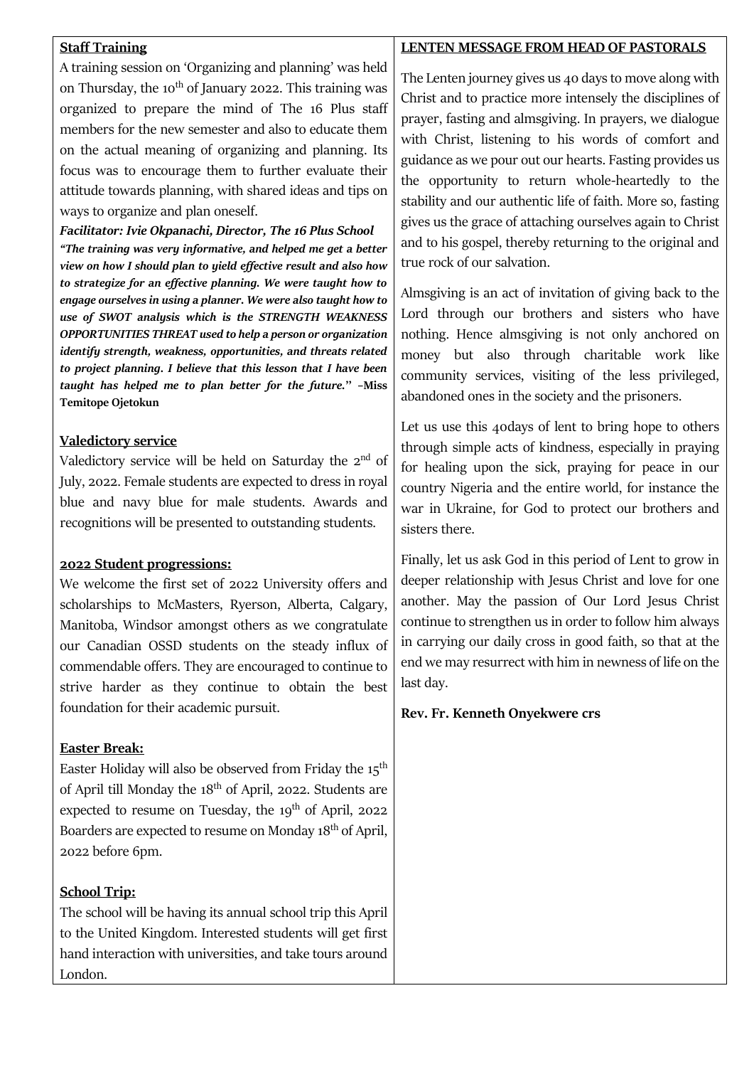## Staff Training

A training session on 'Organizing and planning' was held on Thursday, the 10th of January 2022. This training was organized to prepare the mind of The 16 Plus staff members for the new semester and also to educate them on the actual meaning of organizing and planning. Its focus was to encourage them to further evaluate their attitude towards planning, with shared ideas and tips on ways to organize and plan oneself.

***Facilitator: Ivie Okpanachi, Director, The 16 Plus School***

***"The training was very informative, and helped me get a better view on how I should plan to yield effective result and also how to strategize for an effective planning. We were taught how to engage ourselves in using a planner. We were also taught how to use of SWOT analysis which is the STRENGTH WEAKNESS OPPORTUNITIES THREAT used to help a person or organization identify strength, weakness, opportunities, and threats related to project planning. I believe that this lesson that I have been taught has helped me to plan better for the future."*** **–Miss Temitope Ojetokun**

## Valedictory service

Valedictory service will be held on Saturday the 2nd of July, 2022. Female students are expected to dress in royal blue and navy blue for male students. Awards and recognitions will be presented to outstanding students.

## 2022 Student progressions:

We welcome the first set of 2022 University offers and scholarships to McMasters, Ryerson, Alberta, Calgary, Manitoba, Windsor amongst others as we congratulate our Canadian OSSD students on the steady influx of commendable offers. They are encouraged to continue to strive harder as they continue to obtain the best foundation for their academic pursuit.

## Easter Break:

Easter Holiday will also be observed from Friday the 15th of April till Monday the 18th of April, 2022. Students are expected to resume on Tuesday, the 19th of April, 2022 Boarders are expected to resume on Monday 18th of April, 2022 before 6pm.

## School Trip:

The school will be having its annual school trip this April to the United Kingdom. Interested students will get first hand interaction with universities, and take tours around London.

## LENTEN MESSAGE FROM HEAD OF PASTORALS

The Lenten journey gives us 40 days to move along with Christ and to practice more intensely the disciplines of prayer, fasting and almsgiving. In prayers, we dialogue with Christ, listening to his words of comfort and guidance as we pour out our hearts. Fasting provides us the opportunity to return whole-heartedly to the stability and our authentic life of faith. More so, fasting gives us the grace of attaching ourselves again to Christ and to his gospel, thereby returning to the original and true rock of our salvation.

Almsgiving is an act of invitation of giving back to the Lord through our brothers and sisters who have nothing. Hence almsgiving is not only anchored on money but also through charitable work like community services, visiting of the less privileged, abandoned ones in the society and the prisoners.

Let us use this 40days of lent to bring hope to others through simple acts of kindness, especially in praying for healing upon the sick, praying for peace in our country Nigeria and the entire world, for instance the war in Ukraine, for God to protect our brothers and sisters there.

Finally, let us ask God in this period of Lent to grow in deeper relationship with Jesus Christ and love for one another. May the passion of Our Lord Jesus Christ continue to strengthen us in order to follow him always in carrying our daily cross in good faith, so that at the end we may resurrect with him in newness of life on the last day.

**Rev. Fr. Kenneth Onyekwere crs**